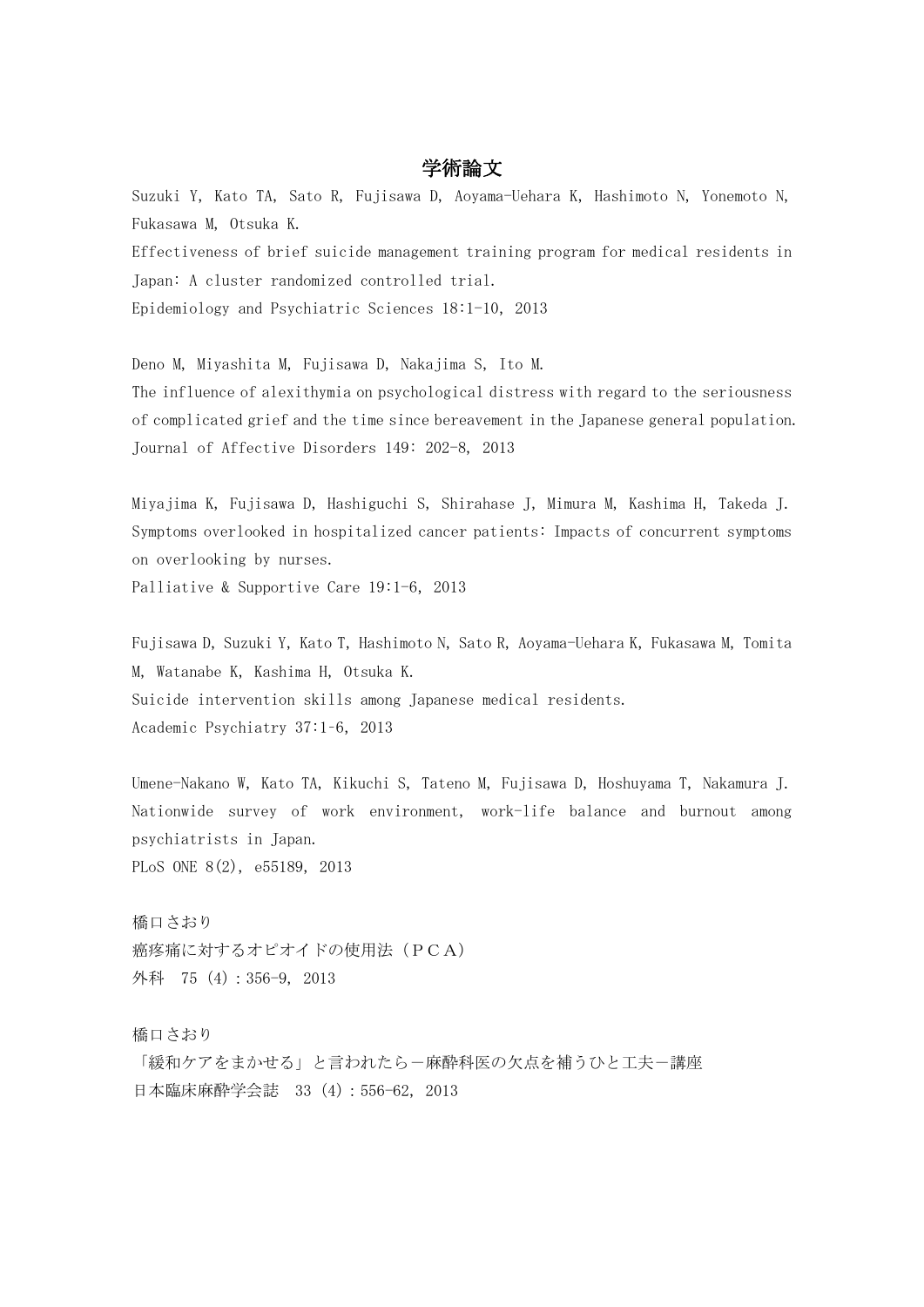# 学術論文

Suzuki Y, Kato TA, Sato R, Fujisawa D, Aoyama-Uehara K, Hashimoto N, Yonemoto N, Fukasawa M, Otsuka K.
Effectiveness of brief suicide management training program for medical residents in Japan: A cluster randomized controlled trial.
Epidemiology and Psychiatric Sciences 18:1-10, 2013

Deno M, Miyashita M, Fujisawa D, Nakajima S, Ito M.
The influence of alexithymia on psychological distress with regard to the seriousness of complicated grief and the time since bereavement in the Japanese general population.
Journal of Affective Disorders 149: 202-8, 2013

Miyajima K, Fujisawa D, Hashiguchi S, Shirahase J, Mimura M, Kashima H, Takeda J.
Symptoms overlooked in hospitalized cancer patients: Impacts of concurrent symptoms on overlooking by nurses.
Palliative & Supportive Care 19:1-6, 2013

Fujisawa D, Suzuki Y, Kato T, Hashimoto N, Sato R, Aoyama-Uehara K, Fukasawa M, Tomita M, Watanabe K, Kashima H, Otsuka K.
Suicide intervention skills among Japanese medical residents.
Academic Psychiatry 37:1-6, 2013

Umene-Nakano W, Kato TA, Kikuchi S, Tateno M, Fujisawa D, Hoshuyama T, Nakamura J.
Nationwide survey of work environment, work-life balance and burnout among psychiatrists in Japan.
PLoS ONE 8(2), e55189, 2013

橋口さおり
癌疼痛に対するオピオイドの使用法（ＰＣＡ）
外科　75 (4) : 356-9, 2013

橋口さおり
「緩和ケアをまかせる」と言われたら－麻酔科医の欠点を補うひと工夫－講座
日本臨床麻酔学会誌　33 (4) : 556-62, 2013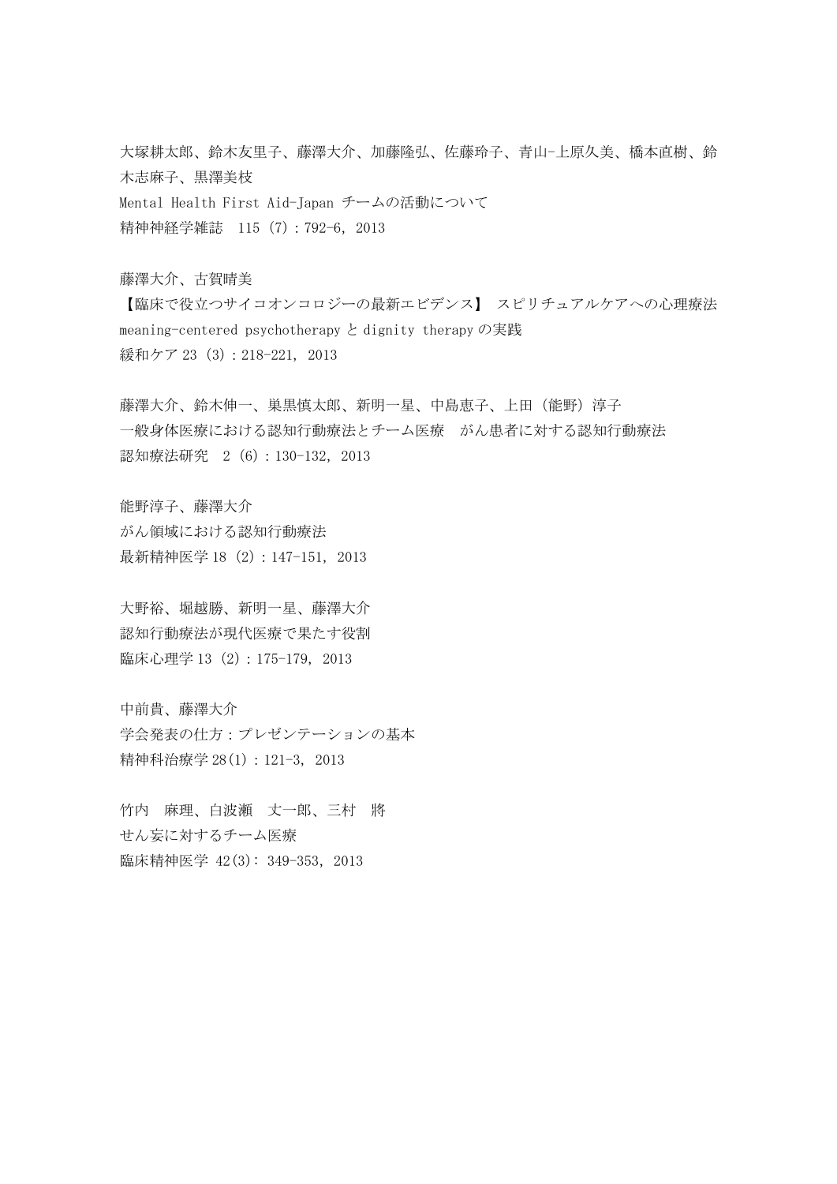大塚耕太郎、鈴木友里子、藤澤大介、加藤隆弘、佐藤玲子、青山-上原久美、橋本直樹、鈴木志麻子、黒澤美枝
Mental Health First Aid-Japan チームの活動について
精神神経学雑誌　115（7）：792-6, 2013

藤澤大介、古賀晴美
【臨床で役立つサイコオンコロジーの最新エビデンス】 スピリチュアルケアへの心理療法 meaning-centered psychotherapy と dignity therapy の実践
緩和ケア 23（3）：218-221, 2013

藤澤大介、鈴木伸一、巣黒慎太郎、新明一星、中島恵子、上田（能野）淳子
一般身体医療における認知行動療法とチーム医療　がん患者に対する認知行動療法
認知療法研究　2（6）：130-132, 2013

能野淳子、藤澤大介
がん領域における認知行動療法
最新精神医学 18（2）：147-151, 2013

大野裕、堀越勝、新明一星、藤澤大介
認知行動療法が現代医療で果たす役割
臨床心理学 13（2）：175-179, 2013

中前貴、藤澤大介
学会発表の仕方：プレゼンテーションの基本
精神科治療学 28(1)：121-3, 2013

竹内　麻理、白波瀬　丈一郎、三村　將
せん妄に対するチーム医療
臨床精神医学 42(3)： 349-353, 2013